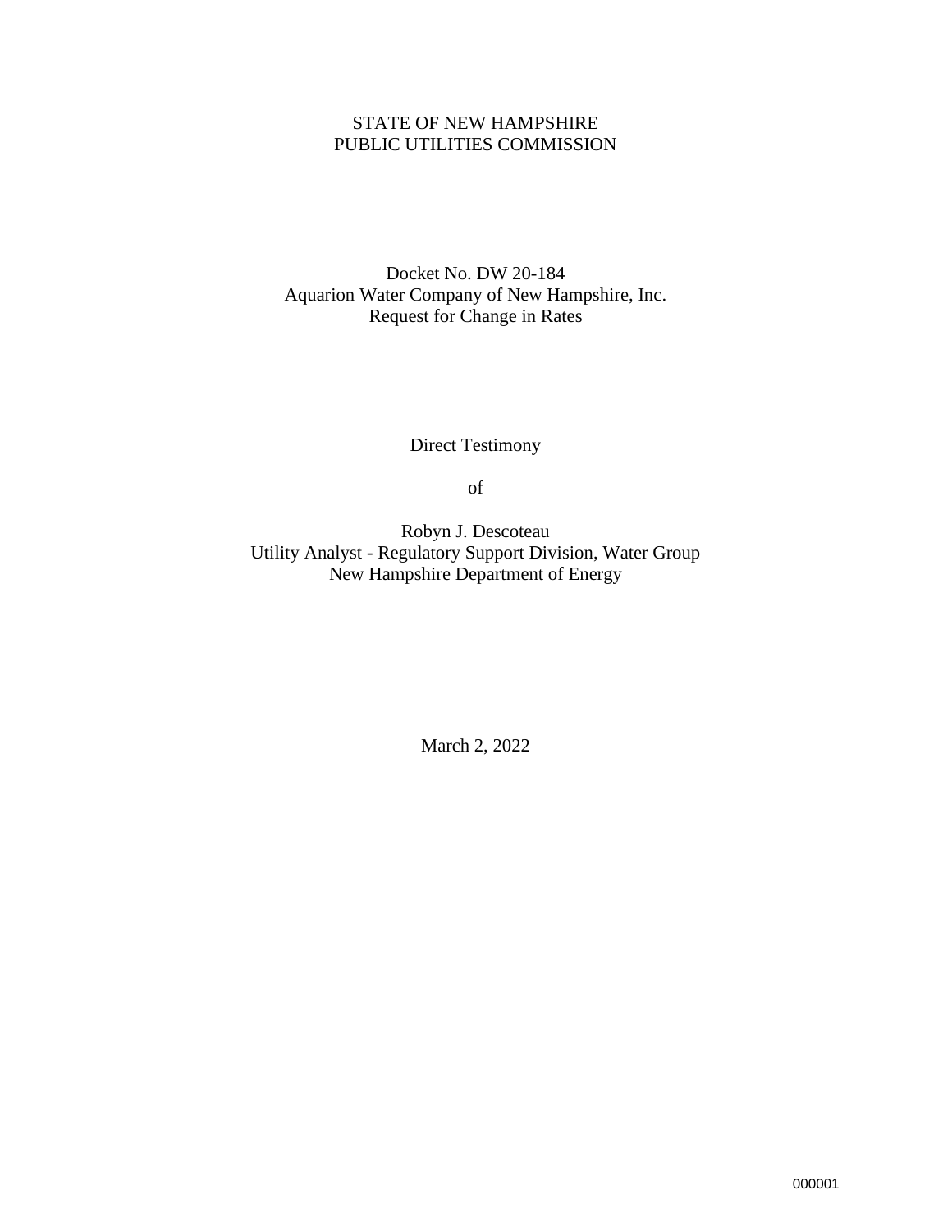STATE OF NEW HAMPSHIRE
PUBLIC UTILITIES COMMISSION

Docket No. DW 20-184
Aquarion Water Company of New Hampshire, Inc.
Request for Change in Rates

Direct Testimony

of

Robyn J. Descoteau
Utility Analyst - Regulatory Support Division, Water Group
New Hampshire Department of Energy

March 2, 2022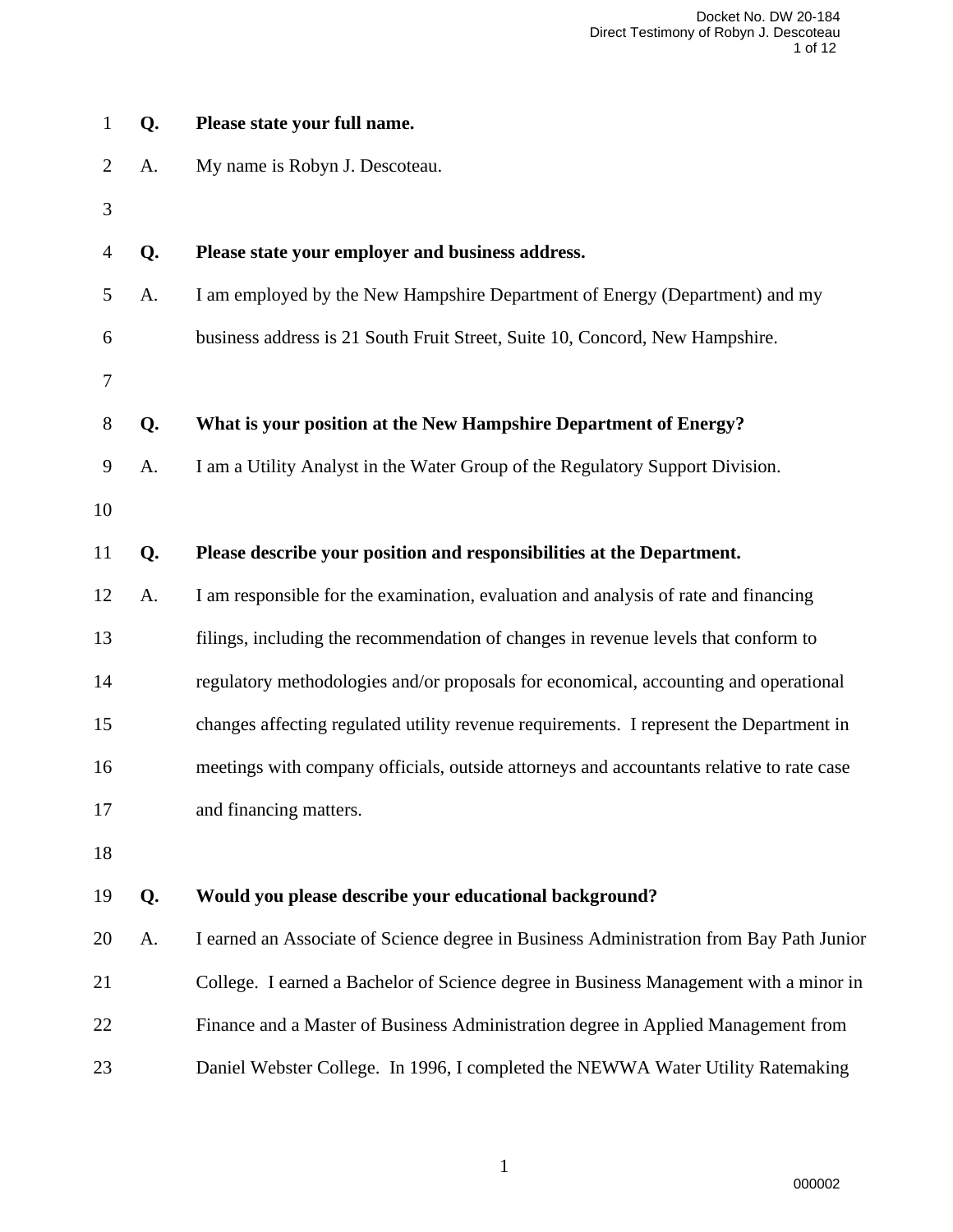**Q. Please state your full name.**

A. My name is Robyn J. Descoteau.

**Q. Please state your employer and business address.**

A. I am employed by the New Hampshire Department of Energy (Department) and my business address is 21 South Fruit Street, Suite 10, Concord, New Hampshire.

**Q. What is your position at the New Hampshire Department of Energy?**

A. I am a Utility Analyst in the Water Group of the Regulatory Support Division.

**Q. Please describe your position and responsibilities at the Department.**

A. I am responsible for the examination, evaluation and analysis of rate and financing filings, including the recommendation of changes in revenue levels that conform to regulatory methodologies and/or proposals for economical, accounting and operational changes affecting regulated utility revenue requirements. I represent the Department in meetings with company officials, outside attorneys and accountants relative to rate case and financing matters.

**Q. Would you please describe your educational background?**

A. I earned an Associate of Science degree in Business Administration from Bay Path Junior College. I earned a Bachelor of Science degree in Business Management with a minor in Finance and a Master of Business Administration degree in Applied Management from Daniel Webster College. In 1996, I completed the NEWWA Water Utility Ratemaking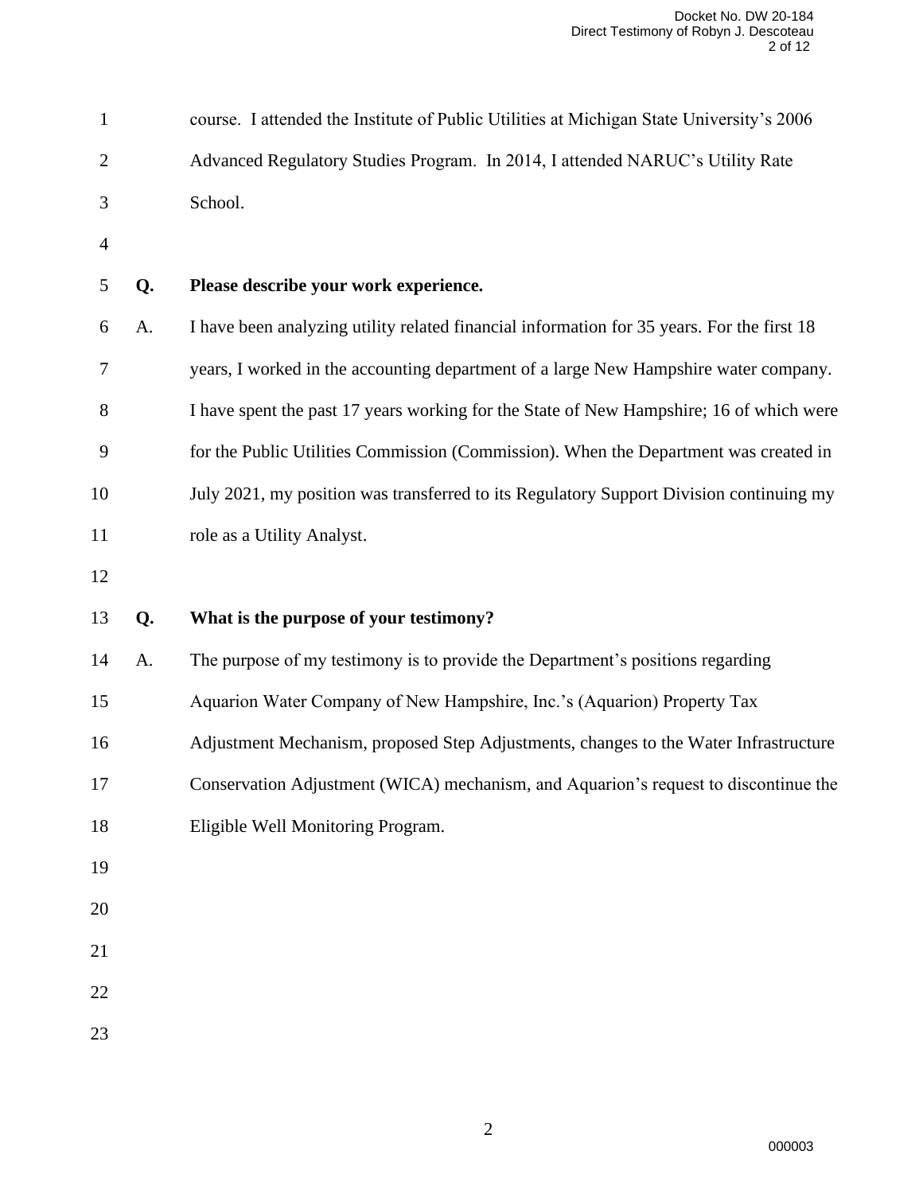course. I attended the Institute of Public Utilities at Michigan State University's 2006 Advanced Regulatory Studies Program. In 2014, I attended NARUC's Utility Rate School.

**Q. Please describe your work experience.**

A. I have been analyzing utility related financial information for 35 years. For the first 18 years, I worked in the accounting department of a large New Hampshire water company. I have spent the past 17 years working for the State of New Hampshire; 16 of which were for the Public Utilities Commission (Commission). When the Department was created in July 2021, my position was transferred to its Regulatory Support Division continuing my role as a Utility Analyst.

**Q. What is the purpose of your testimony?**

A. The purpose of my testimony is to provide the Department's positions regarding Aquarion Water Company of New Hampshire, Inc.'s (Aquarion) Property Tax Adjustment Mechanism, proposed Step Adjustments, changes to the Water Infrastructure Conservation Adjustment (WICA) mechanism, and Aquarion's request to discontinue the Eligible Well Monitoring Program.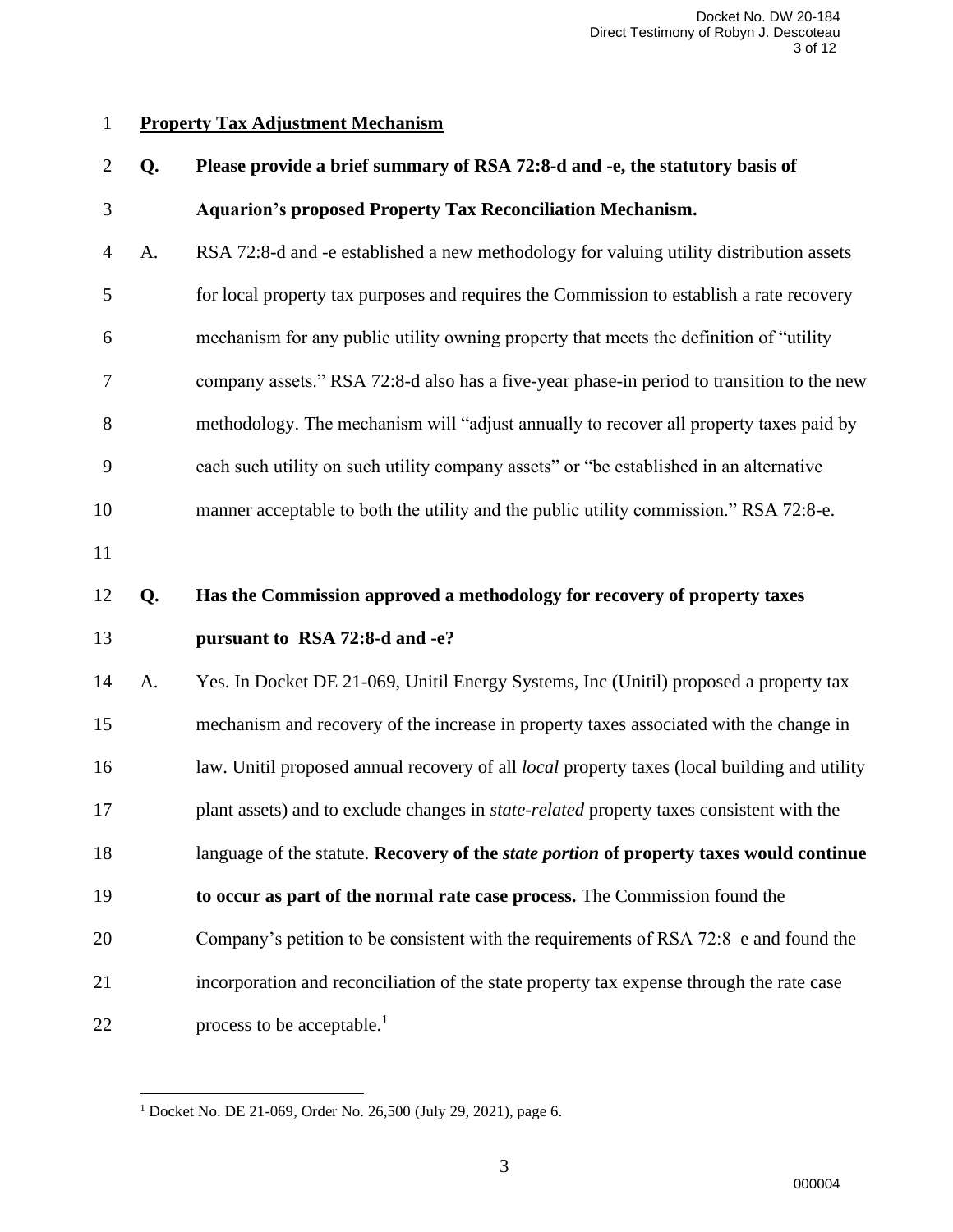**Property Tax Adjustment Mechanism**

**Q. Please provide a brief summary of RSA 72:8-d and -e, the statutory basis of Aquarion's proposed Property Tax Reconciliation Mechanism.**

A. RSA 72:8-d and -e established a new methodology for valuing utility distribution assets for local property tax purposes and requires the Commission to establish a rate recovery mechanism for any public utility owning property that meets the definition of "utility company assets." RSA 72:8-d also has a five-year phase-in period to transition to the new methodology. The mechanism will "adjust annually to recover all property taxes paid by each such utility on such utility company assets" or "be established in an alternative manner acceptable to both the utility and the public utility commission." RSA 72:8-e.

**Q. Has the Commission approved a methodology for recovery of property taxes pursuant to RSA 72:8-d and -e?**

A. Yes. In Docket DE 21-069, Unitil Energy Systems, Inc (Unitil) proposed a property tax mechanism and recovery of the increase in property taxes associated with the change in law. Unitil proposed annual recovery of all *local* property taxes (local building and utility plant assets) and to exclude changes in *state-related* property taxes consistent with the language of the statute. **Recovery of the *state portion* of property taxes would continue to occur as part of the normal rate case process.** The Commission found the Company's petition to be consistent with the requirements of RSA 72:8–e and found the incorporation and reconciliation of the state property tax expense through the rate case process to be acceptable.[1]

[1] Docket No. DE 21-069, Order No. 26,500 (July 29, 2021), page 6.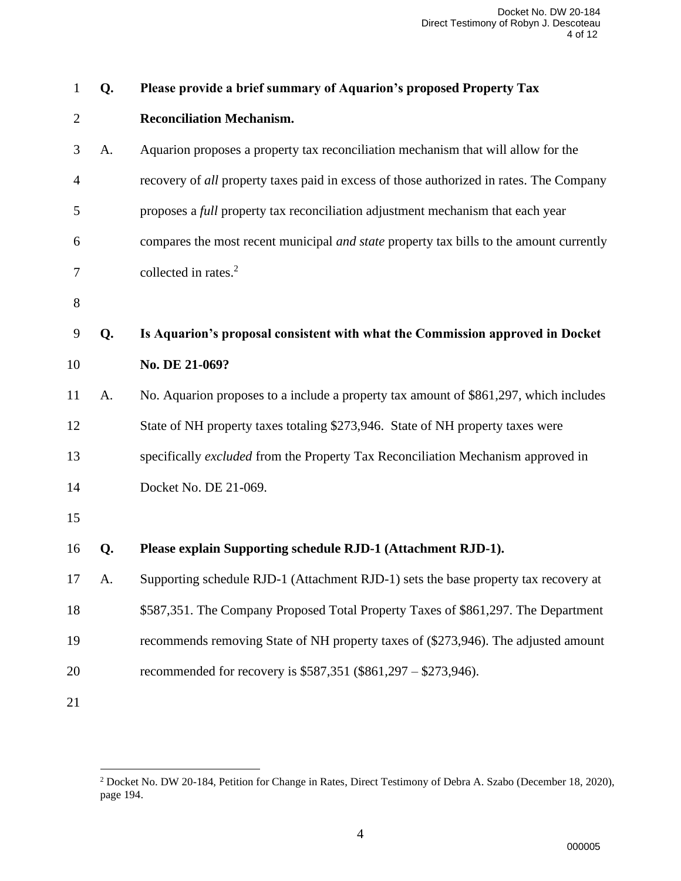**Q. Please provide a brief summary of Aquarion's proposed Property Tax Reconciliation Mechanism.**

A. Aquarion proposes a property tax reconciliation mechanism that will allow for the recovery of *all* property taxes paid in excess of those authorized in rates. The Company proposes a *full* property tax reconciliation adjustment mechanism that each year compares the most recent municipal *and state* property tax bills to the amount currently collected in rates.[2]

**Q. Is Aquarion's proposal consistent with what the Commission approved in Docket No. DE 21-069?**

A. No. Aquarion proposes to a include a property tax amount of $861,297, which includes State of NH property taxes totaling $273,946. State of NH property taxes were specifically *excluded* from the Property Tax Reconciliation Mechanism approved in Docket No. DE 21-069.

**Q. Please explain Supporting schedule RJD-1 (Attachment RJD-1).**

A. Supporting schedule RJD-1 (Attachment RJD-1) sets the base property tax recovery at $587,351. The Company Proposed Total Property Taxes of $861,297. The Department recommends removing State of NH property taxes of ($273,946). The adjusted amount recommended for recovery is $587,351 ($861,297 – $273,946).

---

[2] Docket No. DW 20-184, Petition for Change in Rates, Direct Testimony of Debra A. Szabo (December 18, 2020), page 194.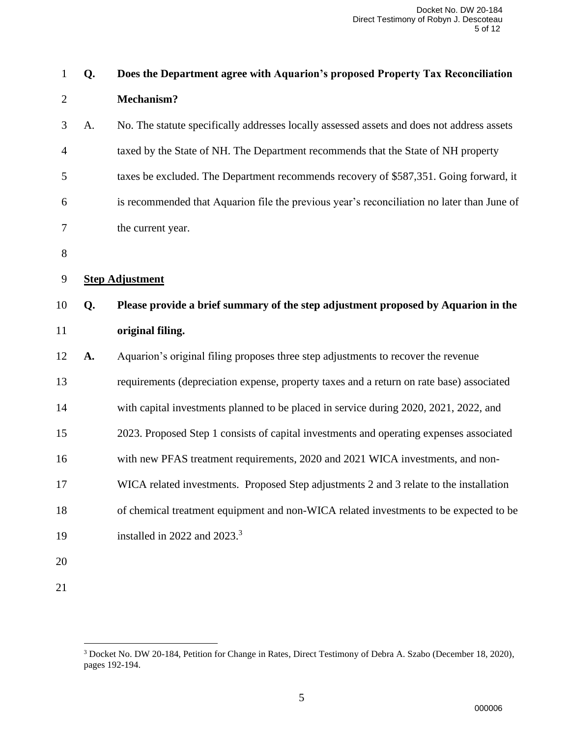**Q. Does the Department agree with Aquarion's proposed Property Tax Reconciliation Mechanism?**

A. No. The statute specifically addresses locally assessed assets and does not address assets taxed by the State of NH. The Department recommends that the State of NH property taxes be excluded. The Department recommends recovery of $587,351. Going forward, it is recommended that Aquarion file the previous year's reconciliation no later than June of the current year.

**<u>Step Adjustment</u>**

**Q. Please provide a brief summary of the step adjustment proposed by Aquarion in the original filing.**

**A.** Aquarion's original filing proposes three step adjustments to recover the revenue requirements (depreciation expense, property taxes and a return on rate base) associated with capital investments planned to be placed in service during 2020, 2021, 2022, and 2023. Proposed Step 1 consists of capital investments and operating expenses associated with new PFAS treatment requirements, 2020 and 2021 WICA investments, and non-WICA related investments. Proposed Step adjustments 2 and 3 relate to the installation of chemical treatment equipment and non-WICA related investments to be expected to be installed in 2022 and 2023.[3]

---

[3] Docket No. DW 20-184, Petition for Change in Rates, Direct Testimony of Debra A. Szabo (December 18, 2020), pages 192-194.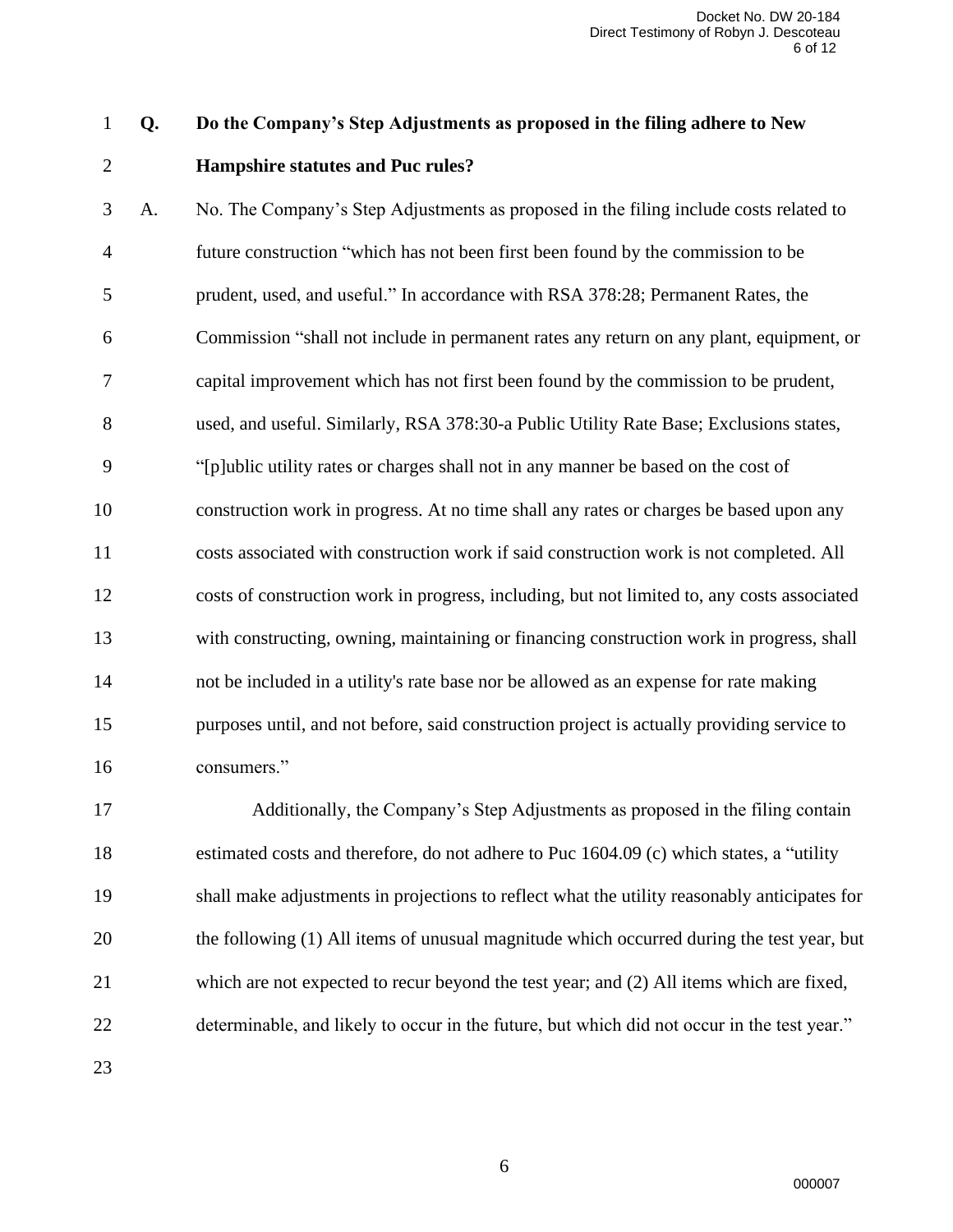**Q. Do the Company's Step Adjustments as proposed in the filing adhere to New Hampshire statutes and Puc rules?**

A. No. The Company's Step Adjustments as proposed in the filing include costs related to future construction "which has not been first been found by the commission to be prudent, used, and useful." In accordance with RSA 378:28; Permanent Rates, the Commission "shall not include in permanent rates any return on any plant, equipment, or capital improvement which has not first been found by the commission to be prudent, used, and useful. Similarly, RSA 378:30-a Public Utility Rate Base; Exclusions states, "[p]ublic utility rates or charges shall not in any manner be based on the cost of construction work in progress. At no time shall any rates or charges be based upon any costs associated with construction work if said construction work is not completed. All costs of construction work in progress, including, but not limited to, any costs associated with constructing, owning, maintaining or financing construction work in progress, shall not be included in a utility's rate base nor be allowed as an expense for rate making purposes until, and not before, said construction project is actually providing service to consumers."

Additionally, the Company's Step Adjustments as proposed in the filing contain estimated costs and therefore, do not adhere to Puc 1604.09 (c) which states, a "utility shall make adjustments in projections to reflect what the utility reasonably anticipates for the following (1) All items of unusual magnitude which occurred during the test year, but which are not expected to recur beyond the test year; and (2) All items which are fixed, determinable, and likely to occur in the future, but which did not occur in the test year."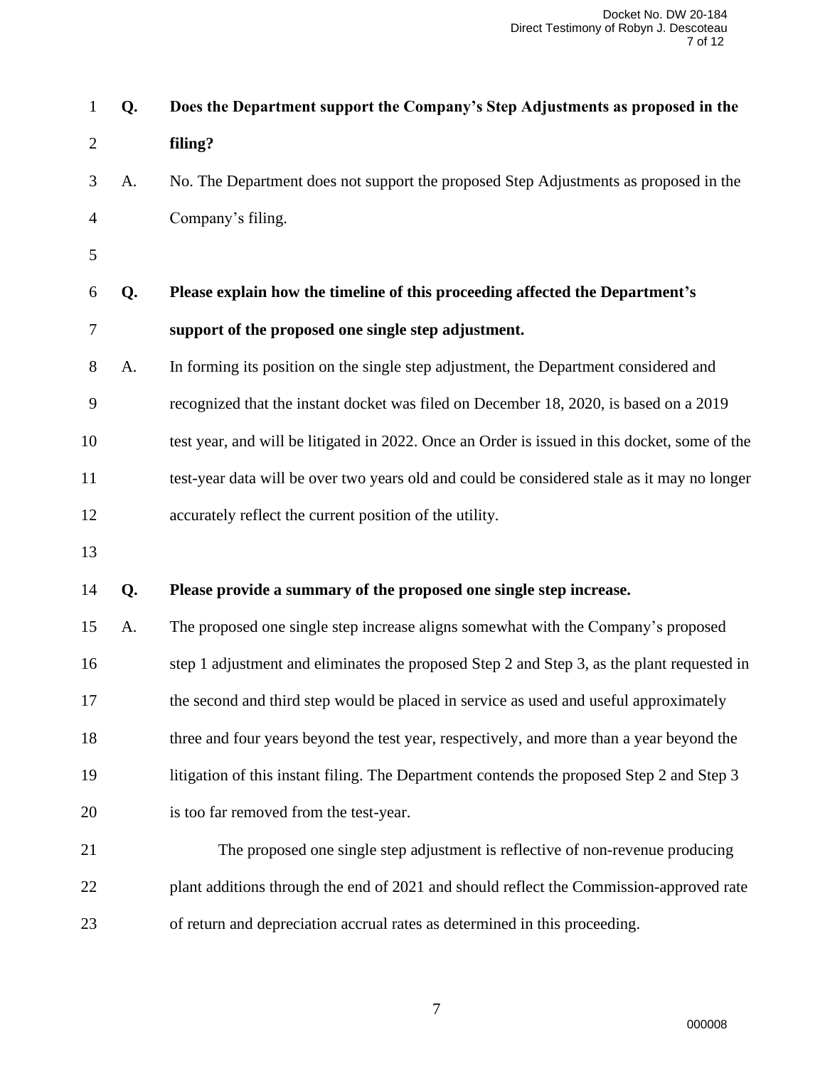**Q. Does the Department support the Company's Step Adjustments as proposed in the filing?**

A. No. The Department does not support the proposed Step Adjustments as proposed in the Company's filing.

**Q. Please explain how the timeline of this proceeding affected the Department's support of the proposed one single step adjustment.**

A. In forming its position on the single step adjustment, the Department considered and recognized that the instant docket was filed on December 18, 2020, is based on a 2019 test year, and will be litigated in 2022. Once an Order is issued in this docket, some of the test-year data will be over two years old and could be considered stale as it may no longer accurately reflect the current position of the utility.

**Q. Please provide a summary of the proposed one single step increase.**

A. The proposed one single step increase aligns somewhat with the Company's proposed step 1 adjustment and eliminates the proposed Step 2 and Step 3, as the plant requested in the second and third step would be placed in service as used and useful approximately three and four years beyond the test year, respectively, and more than a year beyond the litigation of this instant filing. The Department contends the proposed Step 2 and Step 3 is too far removed from the test-year.

The proposed one single step adjustment is reflective of non-revenue producing plant additions through the end of 2021 and should reflect the Commission-approved rate of return and depreciation accrual rates as determined in this proceeding.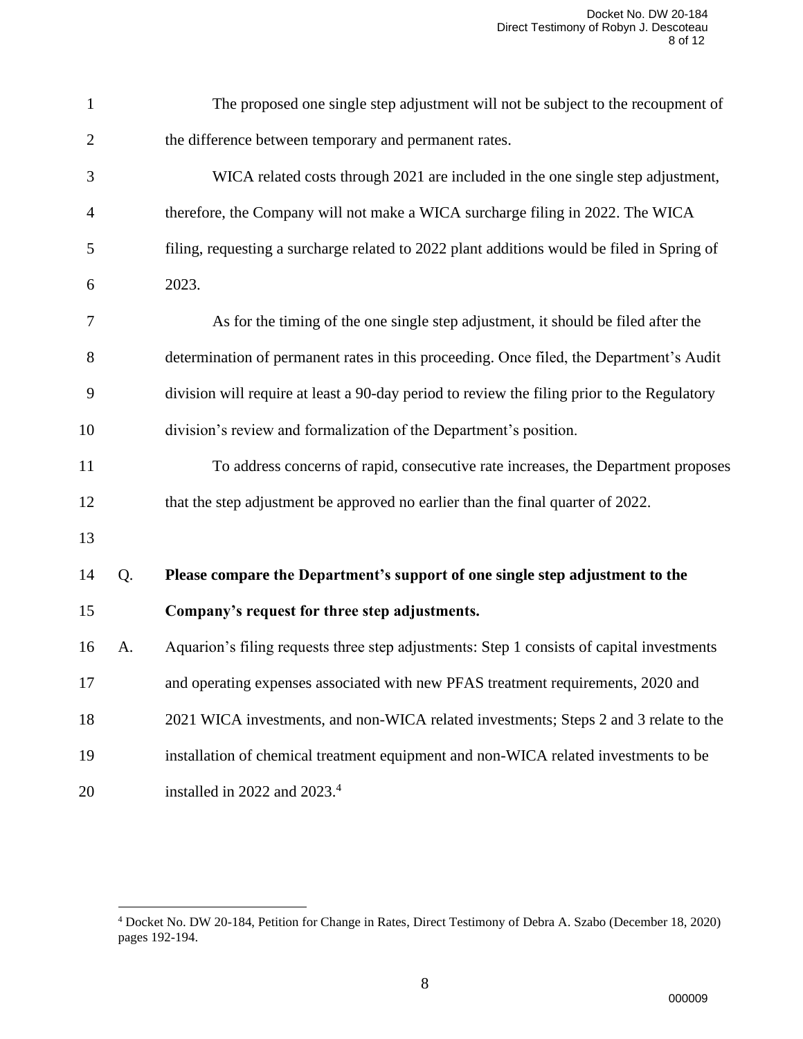The proposed one single step adjustment will not be subject to the recoupment of the difference between temporary and permanent rates.

WICA related costs through 2021 are included in the one single step adjustment, therefore, the Company will not make a WICA surcharge filing in 2022. The WICA filing, requesting a surcharge related to 2022 plant additions would be filed in Spring of 2023.

As for the timing of the one single step adjustment, it should be filed after the determination of permanent rates in this proceeding. Once filed, the Department's Audit division will require at least a 90-day period to review the filing prior to the Regulatory division's review and formalization of the Department's position.

To address concerns of rapid, consecutive rate increases, the Department proposes that the step adjustment be approved no earlier than the final quarter of 2022.

Q. **Please compare the Department's support of one single step adjustment to the Company's request for three step adjustments.**

A. Aquarion's filing requests three step adjustments: Step 1 consists of capital investments and operating expenses associated with new PFAS treatment requirements, 2020 and 2021 WICA investments, and non-WICA related investments; Steps 2 and 3 relate to the installation of chemical treatment equipment and non-WICA related investments to be installed in 2022 and 2023.[4]

---

[4] Docket No. DW 20-184, Petition for Change in Rates, Direct Testimony of Debra A. Szabo (December 18, 2020) pages 192-194.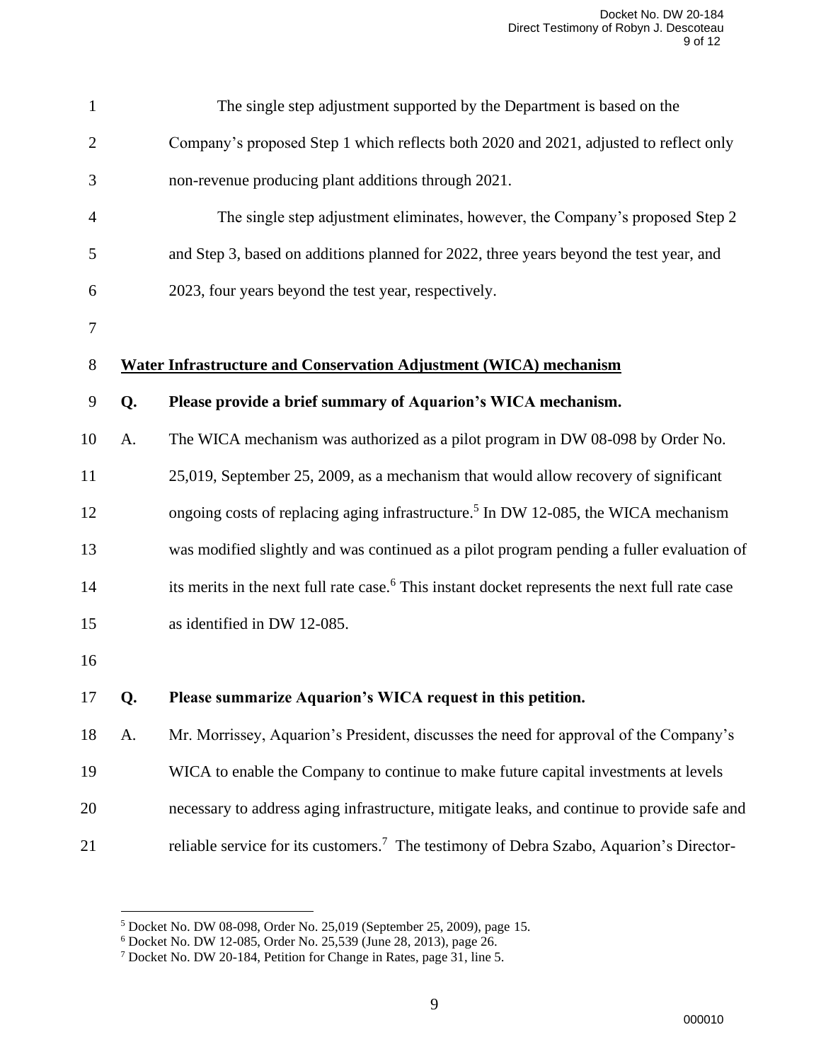The single step adjustment supported by the Department is based on the Company's proposed Step 1 which reflects both 2020 and 2021, adjusted to reflect only non-revenue producing plant additions through 2021.

The single step adjustment eliminates, however, the Company's proposed Step 2 and Step 3, based on additions planned for 2022, three years beyond the test year, and 2023, four years beyond the test year, respectively.

## Water Infrastructure and Conservation Adjustment (WICA) mechanism

**Q. Please provide a brief summary of Aquarion's WICA mechanism.**

A. The WICA mechanism was authorized as a pilot program in DW 08-098 by Order No. 25,019, September 25, 2009, as a mechanism that would allow recovery of significant ongoing costs of replacing aging infrastructure.[5] In DW 12-085, the WICA mechanism was modified slightly and was continued as a pilot program pending a fuller evaluation of its merits in the next full rate case.[6] This instant docket represents the next full rate case as identified in DW 12-085.

**Q. Please summarize Aquarion's WICA request in this petition.**

A. Mr. Morrissey, Aquarion's President, discusses the need for approval of the Company's WICA to enable the Company to continue to make future capital investments at levels necessary to address aging infrastructure, mitigate leaks, and continue to provide safe and reliable service for its customers.[7] The testimony of Debra Szabo, Aquarion's Director-

---

[5] Docket No. DW 08-098, Order No. 25,019 (September 25, 2009), page 15.

[6] Docket No. DW 12-085, Order No. 25,539 (June 28, 2013), page 26.

[7] Docket No. DW 20-184, Petition for Change in Rates, page 31, line 5.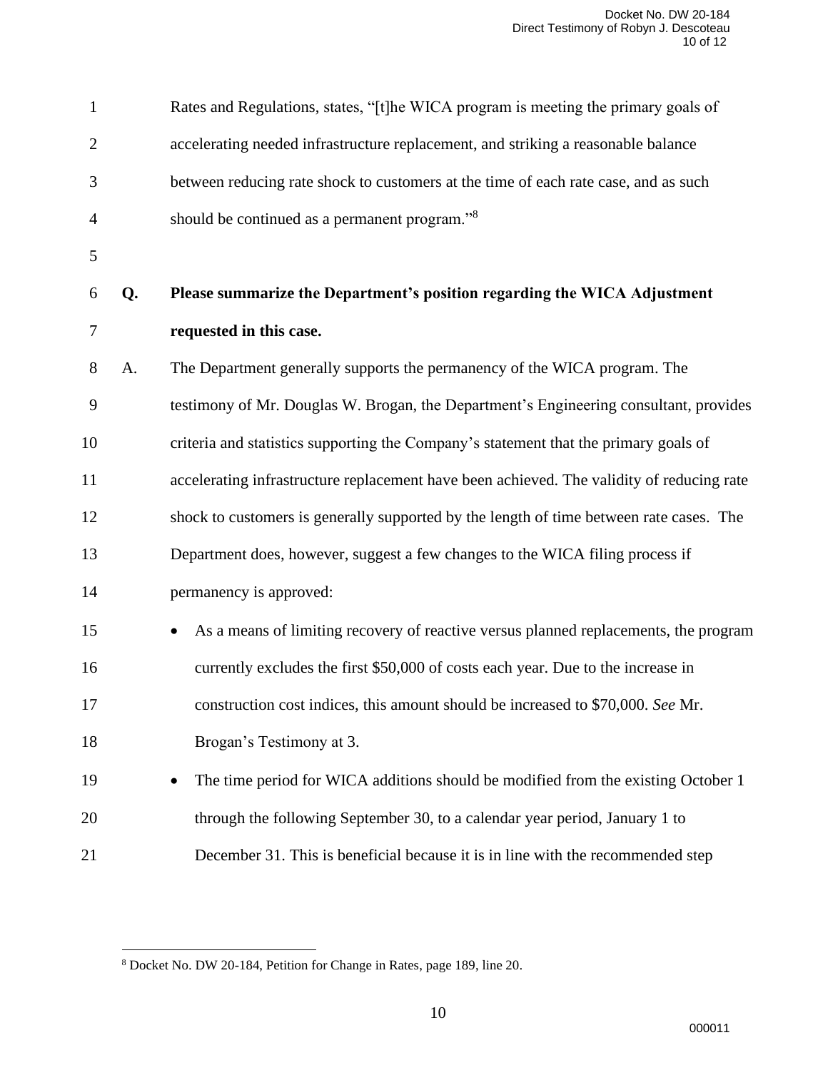Rates and Regulations, states, "[t]he WICA program is meeting the primary goals of accelerating needed infrastructure replacement, and striking a reasonable balance between reducing rate shock to customers at the time of each rate case, and as such should be continued as a permanent program."[8]

**Q. Please summarize the Department's position regarding the WICA Adjustment requested in this case.**

A. The Department generally supports the permanency of the WICA program. The testimony of Mr. Douglas W. Brogan, the Department's Engineering consultant, provides criteria and statistics supporting the Company's statement that the primary goals of accelerating infrastructure replacement have been achieved. The validity of reducing rate shock to customers is generally supported by the length of time between rate cases. The Department does, however, suggest a few changes to the WICA filing process if permanency is approved:

- As a means of limiting recovery of reactive versus planned replacements, the program currently excludes the first $50,000 of costs each year. Due to the increase in construction cost indices, this amount should be increased to $70,000. *See* Mr. Brogan's Testimony at 3.
- The time period for WICA additions should be modified from the existing October 1 through the following September 30, to a calendar year period, January 1 to December 31. This is beneficial because it is in line with the recommended step

[8] Docket No. DW 20-184, Petition for Change in Rates, page 189, line 20.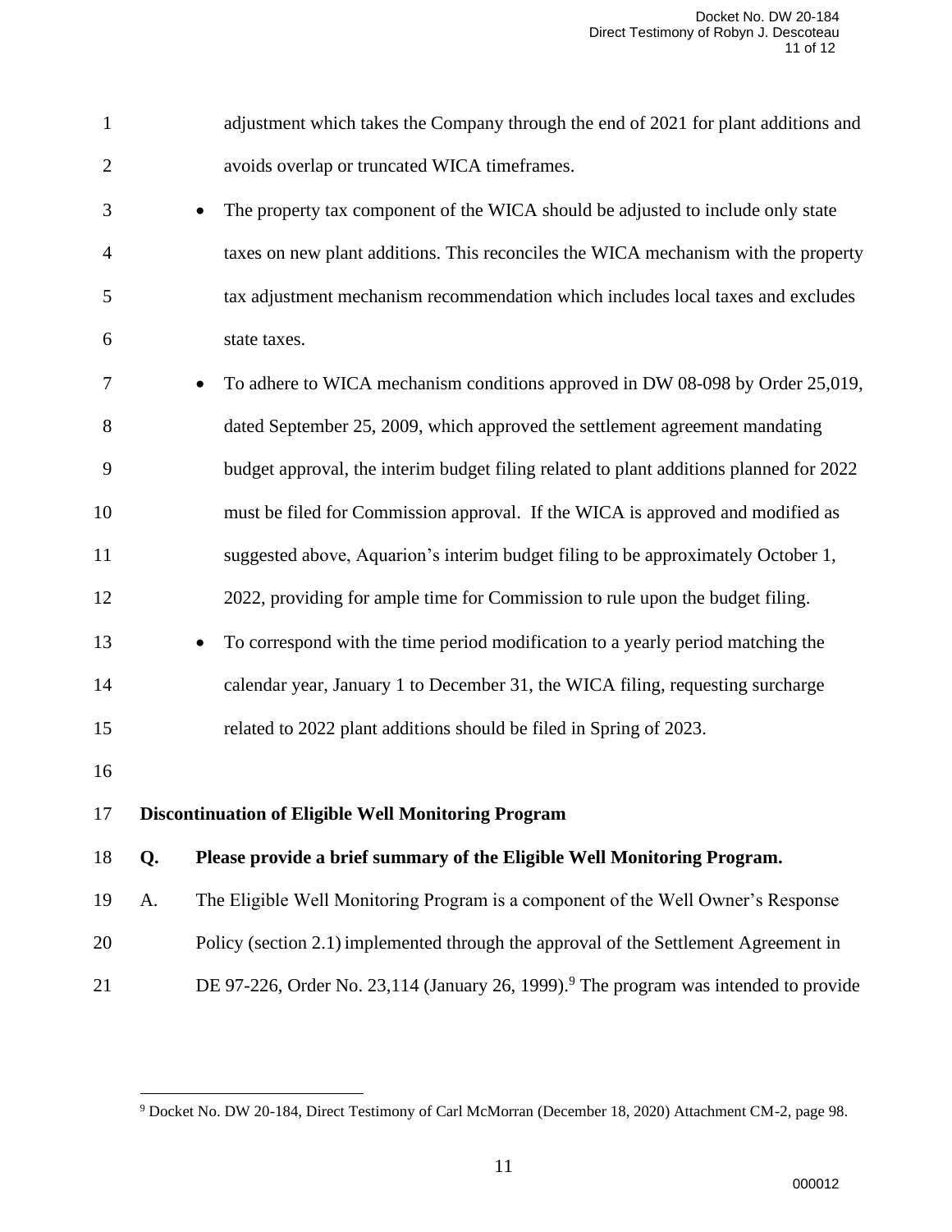adjustment which takes the Company through the end of 2021 for plant additions and avoids overlap or truncated WICA timeframes.

- The property tax component of the WICA should be adjusted to include only state taxes on new plant additions. This reconciles the WICA mechanism with the property tax adjustment mechanism recommendation which includes local taxes and excludes state taxes.
- To adhere to WICA mechanism conditions approved in DW 08-098 by Order 25,019, dated September 25, 2009, which approved the settlement agreement mandating budget approval, the interim budget filing related to plant additions planned for 2022 must be filed for Commission approval. If the WICA is approved and modified as suggested above, Aquarion's interim budget filing to be approximately October 1, 2022, providing for ample time for Commission to rule upon the budget filing.
- To correspond with the time period modification to a yearly period matching the calendar year, January 1 to December 31, the WICA filing, requesting surcharge related to 2022 plant additions should be filed in Spring of 2023.

**Discontinuation of Eligible Well Monitoring Program**

**Q. Please provide a brief summary of the Eligible Well Monitoring Program.**

A. The Eligible Well Monitoring Program is a component of the Well Owner's Response Policy (section 2.1) implemented through the approval of the Settlement Agreement in DE 97-226, Order No. 23,114 (January 26, 1999).[9] The program was intended to provide

[9] Docket No. DW 20-184, Direct Testimony of Carl McMorran (December 18, 2020) Attachment CM-2, page 98.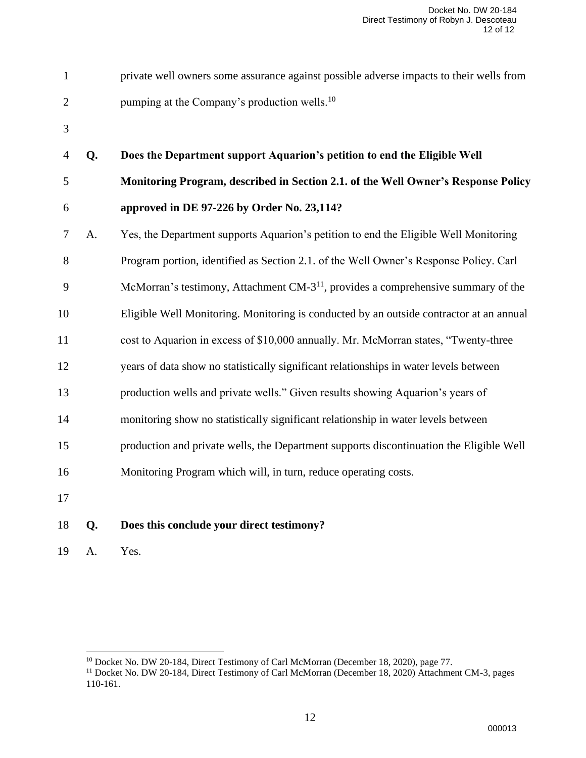private well owners some assurance against possible adverse impacts to their wells from pumping at the Company's production wells.[10]

**Q. Does the Department support Aquarion's petition to end the Eligible Well Monitoring Program, described in Section 2.1. of the Well Owner's Response Policy approved in DE 97-226 by Order No. 23,114?**

A. Yes, the Department supports Aquarion's petition to end the Eligible Well Monitoring Program portion, identified as Section 2.1. of the Well Owner's Response Policy. Carl McMorran's testimony, Attachment CM-3[11], provides a comprehensive summary of the Eligible Well Monitoring. Monitoring is conducted by an outside contractor at an annual cost to Aquarion in excess of $10,000 annually. Mr. McMorran states, "Twenty-three years of data show no statistically significant relationships in water levels between production wells and private wells." Given results showing Aquarion's years of monitoring show no statistically significant relationship in water levels between production and private wells, the Department supports discontinuation the Eligible Well Monitoring Program which will, in turn, reduce operating costs.

**Q. Does this conclude your direct testimony?**

A. Yes.

---

[10] Docket No. DW 20-184, Direct Testimony of Carl McMorran (December 18, 2020), page 77.

[11] Docket No. DW 20-184, Direct Testimony of Carl McMorran (December 18, 2020) Attachment CM-3, pages 110-161.